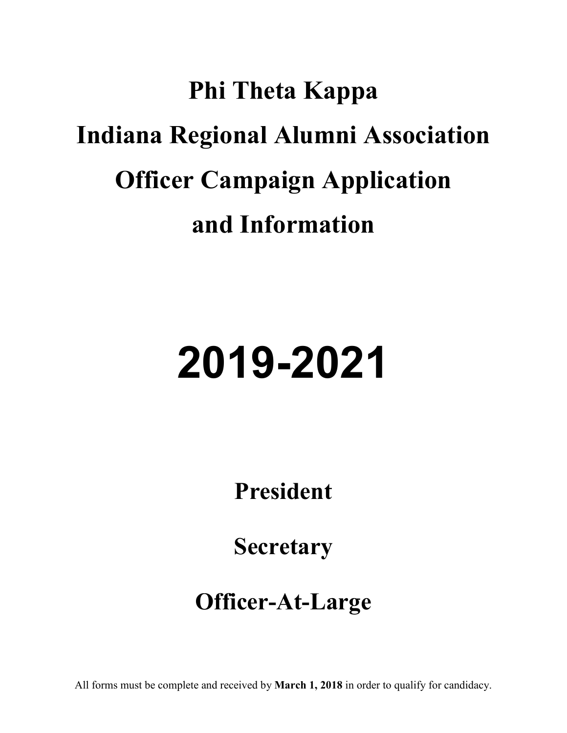# Phi Theta Kappa

# Indiana Regional Alumni Association

# Officer Campaign Application

# and Information

# 2019-2021

## President

## Secretary

## Officer-At-Large

All forms must be complete and received by **March 1, 2018** in order to qualify for candidacy.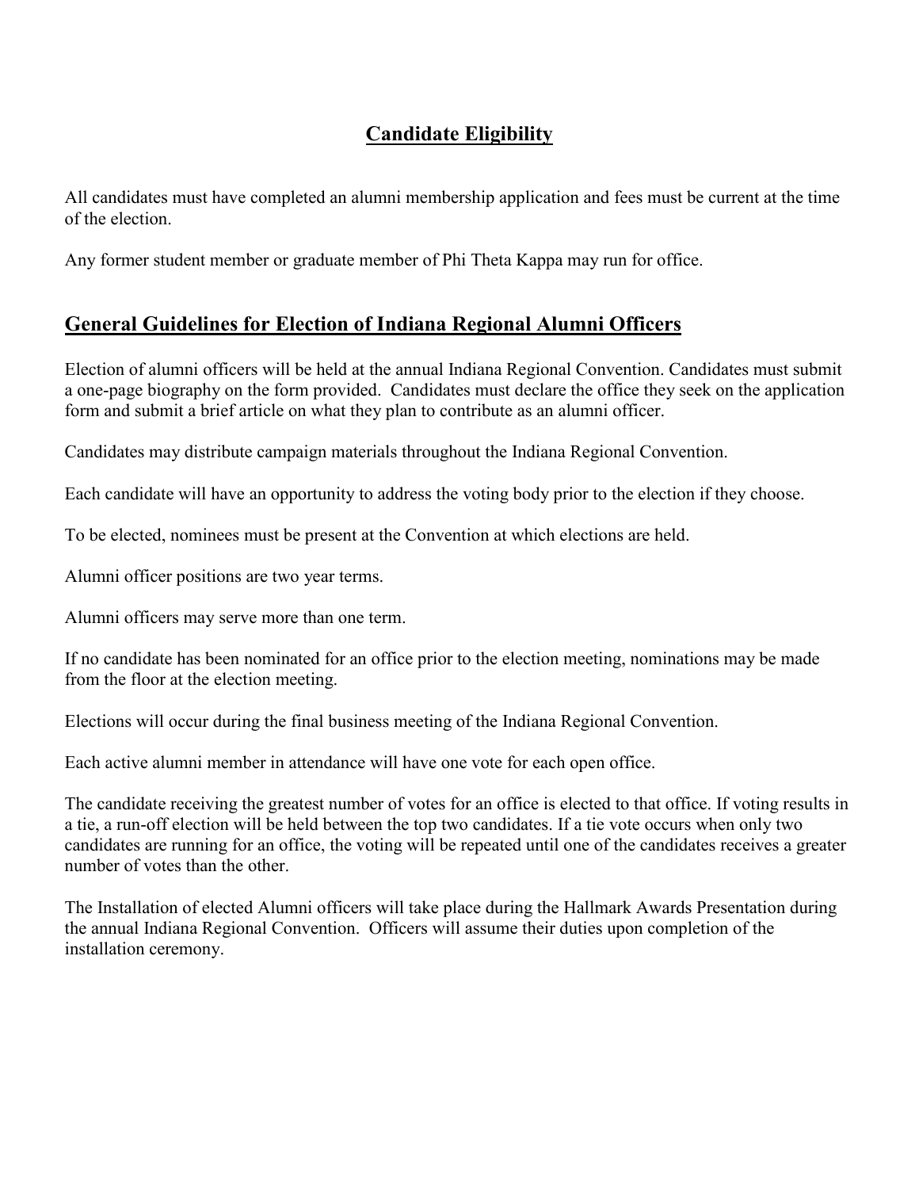## Candidate Eligibility

All candidates must have completed an alumni membership application and fees must be current at the time of the election.

Any former student member or graduate member of Phi Theta Kappa may run for office.

## General Guidelines for Election of Indiana Regional Alumni Officers

Election of alumni officers will be held at the annual Indiana Regional Convention. Candidates must submit a one-page biography on the form provided. Candidates must declare the office they seek on the application form and submit a brief article on what they plan to contribute as an alumni officer.

Candidates may distribute campaign materials throughout the Indiana Regional Convention.

Each candidate will have an opportunity to address the voting body prior to the election if they choose.

To be elected, nominees must be present at the Convention at which elections are held.

Alumni officer positions are two year terms.

Alumni officers may serve more than one term.

If no candidate has been nominated for an office prior to the election meeting, nominations may be made from the floor at the election meeting.

Elections will occur during the final business meeting of the Indiana Regional Convention.

Each active alumni member in attendance will have one vote for each open office.

The candidate receiving the greatest number of votes for an office is elected to that office. If voting results in a tie, a run-off election will be held between the top two candidates. If a tie vote occurs when only two candidates are running for an office, the voting will be repeated until one of the candidates receives a greater number of votes than the other.

The Installation of elected Alumni officers will take place during the Hallmark Awards Presentation during the annual Indiana Regional Convention. Officers will assume their duties upon completion of the installation ceremony.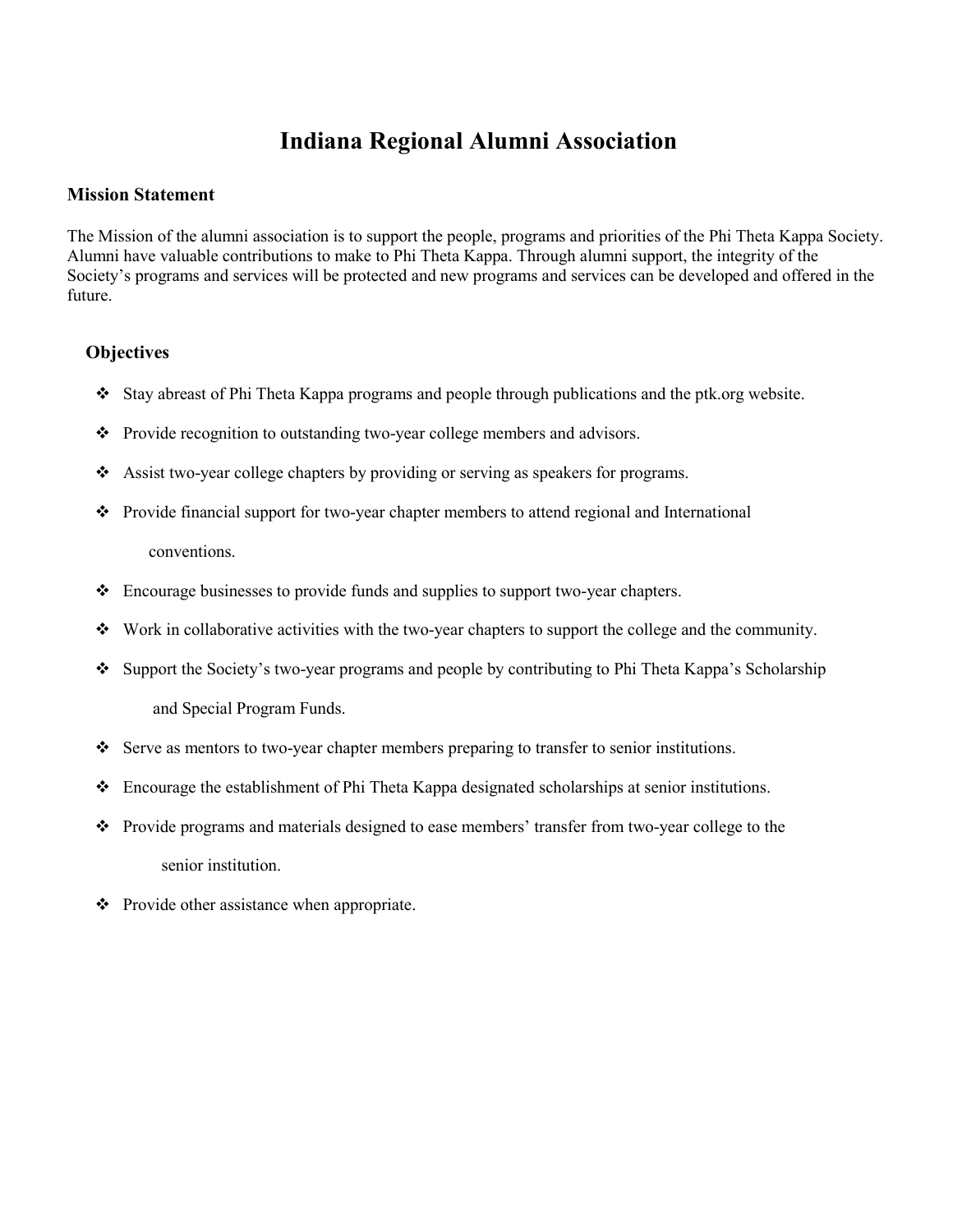# Indiana Regional Alumni Association

## Mission Statement

The Mission of the alumni association is to support the people, programs and priorities of the Phi Theta Kappa Society. Alumni have valuable contributions to make to Phi Theta Kappa. Through alumni support, the integrity of the Society's programs and services will be protected and new programs and services can be developed and offered in the future.

## Objectives

- Stay abreast of Phi Theta Kappa programs and people through publications and the ptk.org website.
- Provide recognition to outstanding two-year college members and advisors.
- Assist two-year college chapters by providing or serving as speakers for programs.
- Provide financial support for two-year chapter members to attend regional and International conventions.
- Encourage businesses to provide funds and supplies to support two-year chapters.
- Work in collaborative activities with the two-year chapters to support the college and the community.
- Support the Society's two-year programs and people by contributing to Phi Theta Kappa's Scholarship and Special Program Funds.
- Serve as mentors to two-year chapter members preparing to transfer to senior institutions.
- Encourage the establishment of Phi Theta Kappa designated scholarships at senior institutions.
- Provide programs and materials designed to ease members' transfer from two-year college to the senior institution.
- Provide other assistance when appropriate.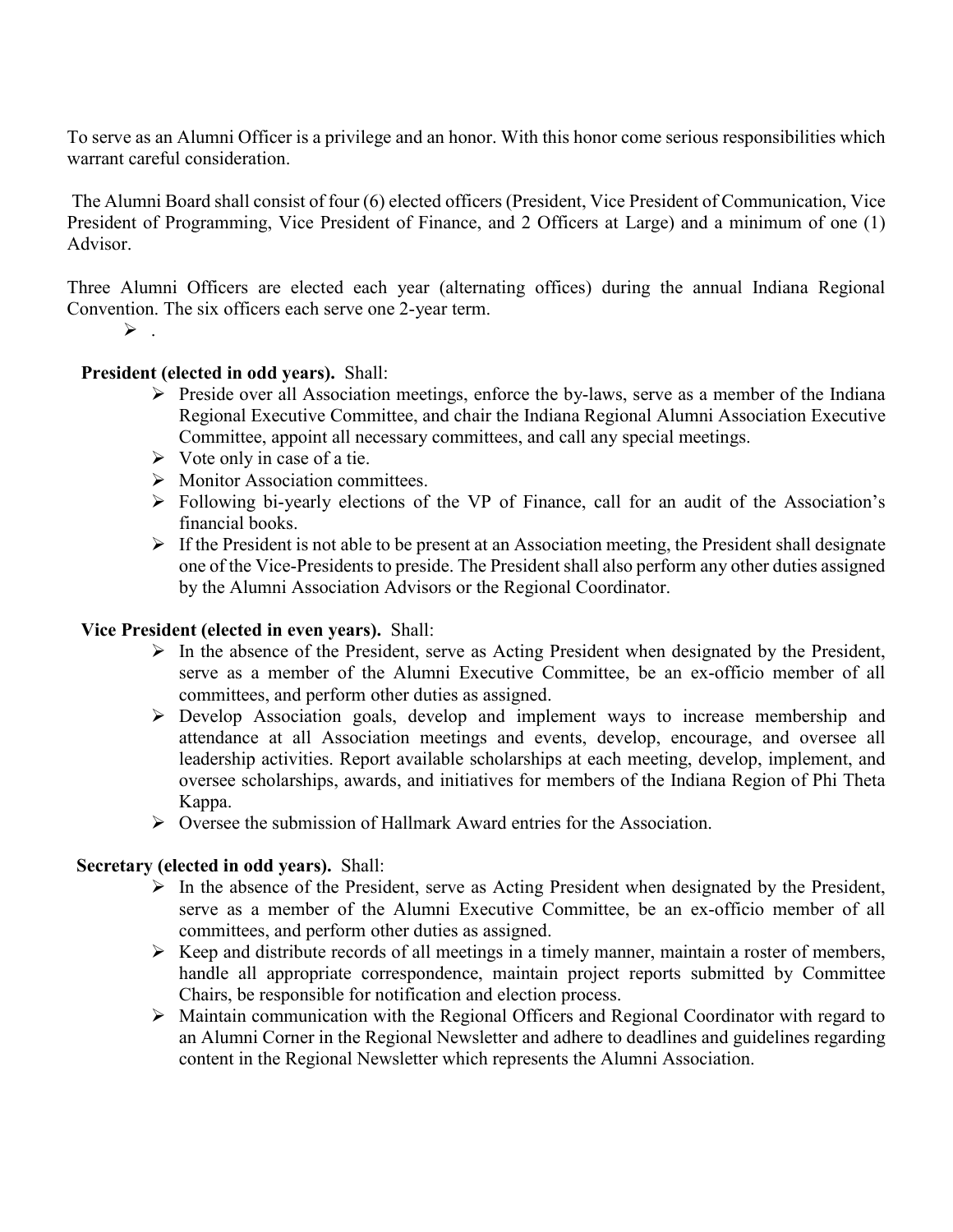To serve as an Alumni Officer is a privilege and an honor. With this honor come serious responsibilities which warrant careful consideration.

The Alumni Board shall consist of four (6) elected officers (President, Vice President of Communication, Vice President of Programming, Vice President of Finance, and 2 Officers at Large) and a minimum of one (1) Advisor.

Three Alumni Officers are elected each year (alternating offices) during the annual Indiana Regional Convention. The six officers each serve one 2-year term.

- .

**President (elected in odd years).** Shall:

- Preside over all Association meetings, enforce the by-laws, serve as a member of the Indiana Regional Executive Committee, and chair the Indiana Regional Alumni Association Executive Committee, appoint all necessary committees, and call any special meetings.
- Vote only in case of a tie.
- Monitor Association committees.
- Following bi-yearly elections of the VP of Finance, call for an audit of the Association's financial books.
- If the President is not able to be present at an Association meeting, the President shall designate one of the Vice-Presidents to preside. The President shall also perform any other duties assigned by the Alumni Association Advisors or the Regional Coordinator.

**Vice President (elected in even years).** Shall:

- In the absence of the President, serve as Acting President when designated by the President, serve as a member of the Alumni Executive Committee, be an ex-officio member of all committees, and perform other duties as assigned.
- Develop Association goals, develop and implement ways to increase membership and attendance at all Association meetings and events, develop, encourage, and oversee all leadership activities. Report available scholarships at each meeting, develop, implement, and oversee scholarships, awards, and initiatives for members of the Indiana Region of Phi Theta Kappa.
- Oversee the submission of Hallmark Award entries for the Association.

**Secretary (elected in odd years).** Shall:

- In the absence of the President, serve as Acting President when designated by the President, serve as a member of the Alumni Executive Committee, be an ex-officio member of all committees, and perform other duties as assigned.
- Keep and distribute records of all meetings in a timely manner, maintain a roster of members, handle all appropriate correspondence, maintain project reports submitted by Committee Chairs, be responsible for notification and election process.
- Maintain communication with the Regional Officers and Regional Coordinator with regard to an Alumni Corner in the Regional Newsletter and adhere to deadlines and guidelines regarding content in the Regional Newsletter which represents the Alumni Association.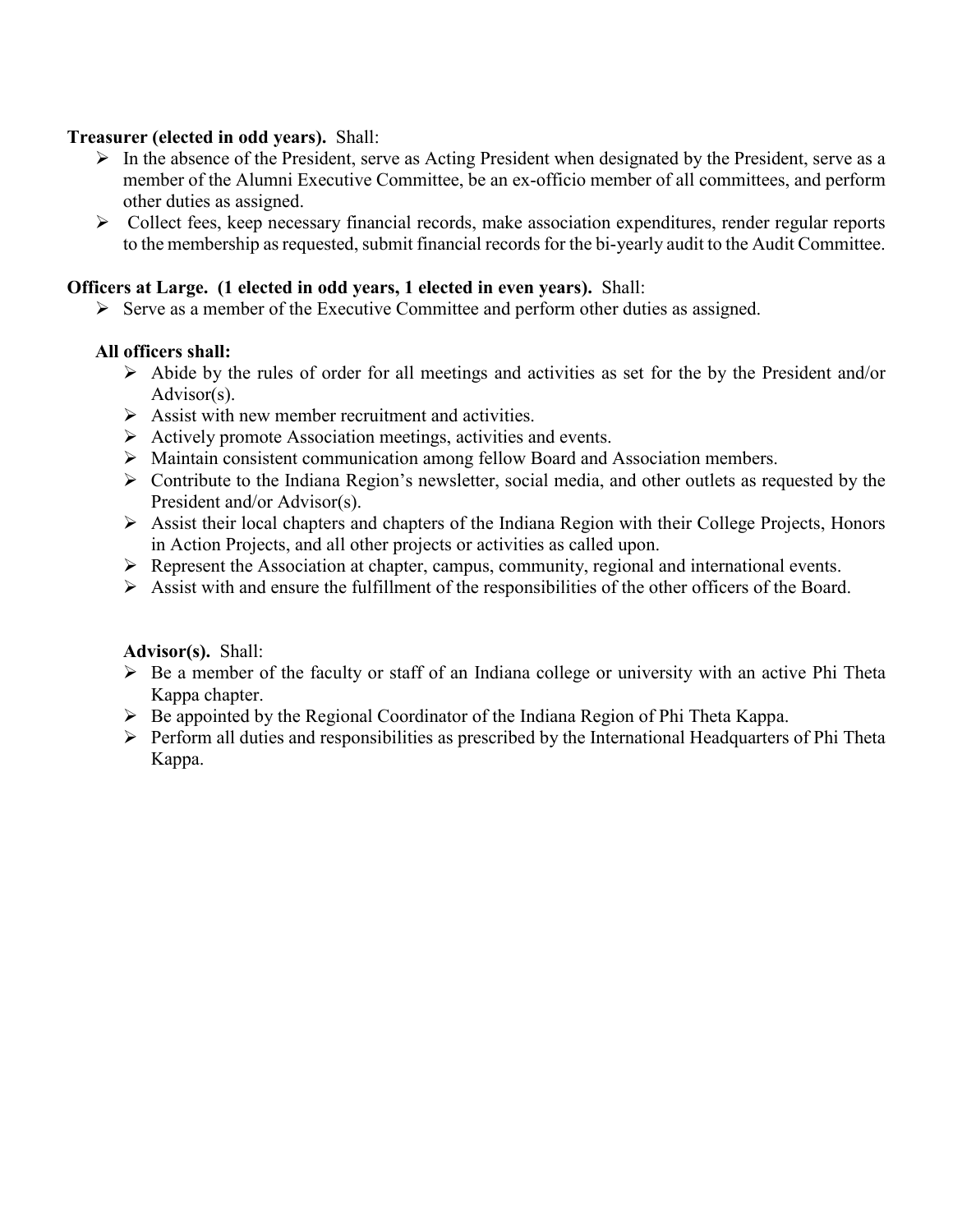**Treasurer (elected in odd years).** Shall:

- In the absence of the President, serve as Acting President when designated by the President, serve as a member of the Alumni Executive Committee, be an ex-officio member of all committees, and perform other duties as assigned.
- Collect fees, keep necessary financial records, make association expenditures, render regular reports to the membership as requested, submit financial records for the bi-yearly audit to the Audit Committee.

**Officers at Large. (1 elected in odd years, 1 elected in even years).** Shall:

- Serve as a member of the Executive Committee and perform other duties as assigned.

**All officers shall:**

- Abide by the rules of order for all meetings and activities as set for the by the President and/or Advisor(s).
- Assist with new member recruitment and activities.
- Actively promote Association meetings, activities and events.
- Maintain consistent communication among fellow Board and Association members.
- Contribute to the Indiana Region's newsletter, social media, and other outlets as requested by the President and/or Advisor(s).
- Assist their local chapters and chapters of the Indiana Region with their College Projects, Honors in Action Projects, and all other projects or activities as called upon.
- Represent the Association at chapter, campus, community, regional and international events.
- Assist with and ensure the fulfillment of the responsibilities of the other officers of the Board.

**Advisor(s).** Shall:

- Be a member of the faculty or staff of an Indiana college or university with an active Phi Theta Kappa chapter.
- Be appointed by the Regional Coordinator of the Indiana Region of Phi Theta Kappa.
- Perform all duties and responsibilities as prescribed by the International Headquarters of Phi Theta Kappa.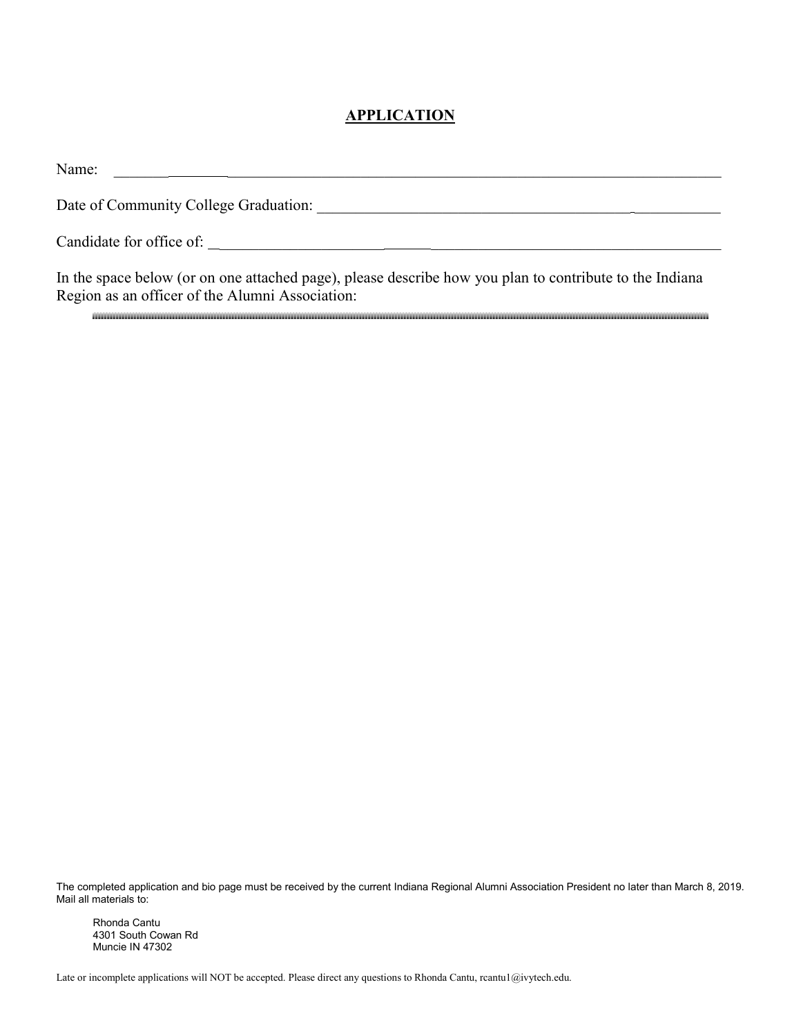## APPLICATION

Name: ______________________________________________________________________________

Date of Community College Graduation: ______________________________________________

Candidate for office of: _____________________________________________________________

In the space below (or on one attached page), please describe how you plan to contribute to the Indiana Region as an officer of the Alumni Association:

The completed application and bio page must be received by the current Indiana Regional Alumni Association President no later than March 8, 2019. Mail all materials to:

Rhonda Cantu
4301 South Cowan Rd
Muncie IN 47302

Late or incomplete applications will NOT be accepted. Please direct any questions to Rhonda Cantu, rcantu1@ivytech.edu.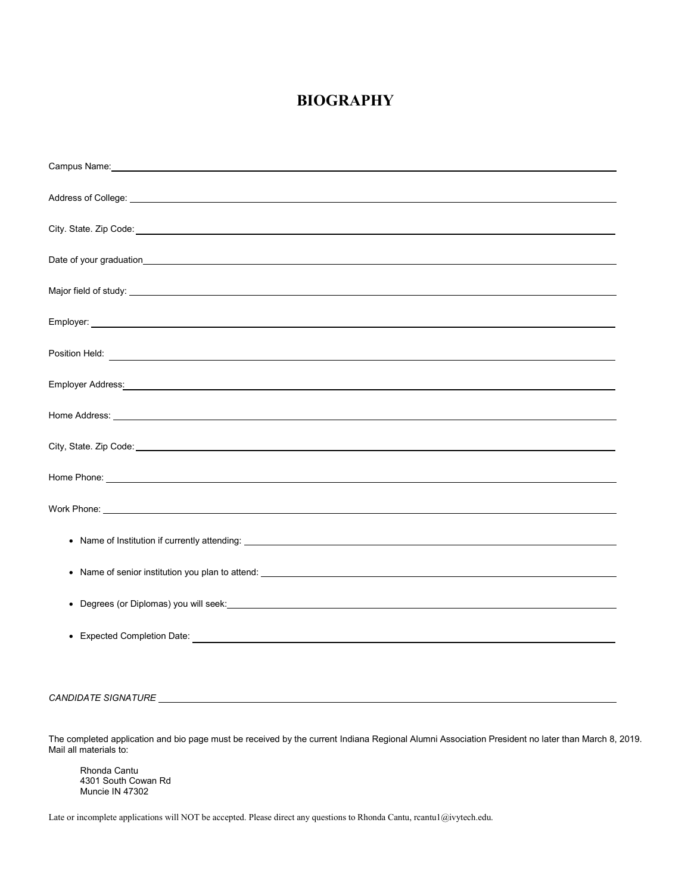# BIOGRAPHY

Campus Name: ______________________________________________

Address of College: ______________________________________________

City. State. Zip Code: ______________________________________________

Date of your graduation ______________________________________________

Major field of study: ______________________________________________

Employer: ______________________________________________

Position Held: ______________________________________________

Employer Address: ______________________________________________

Home Address: ______________________________________________

City, State. Zip Code: ______________________________________________

Home Phone: ______________________________________________

Work Phone: ______________________________________________

- Name of Institution if currently attending: ______________________________
- Name of senior institution you plan to attend: ______________________________
- Degrees (or Diplomas) you will seek: ______________________________
- Expected Completion Date: ______________________________

*CANDIDATE SIGNATURE* ______________________________________________

The completed application and bio page must be received by the current Indiana Regional Alumni Association President no later than March 8, 2019. Mail all materials to:

Rhonda Cantu
4301 South Cowan Rd
Muncie IN 47302

Late or incomplete applications will NOT be accepted. Please direct any questions to Rhonda Cantu, rcantu1@ivytech.edu.